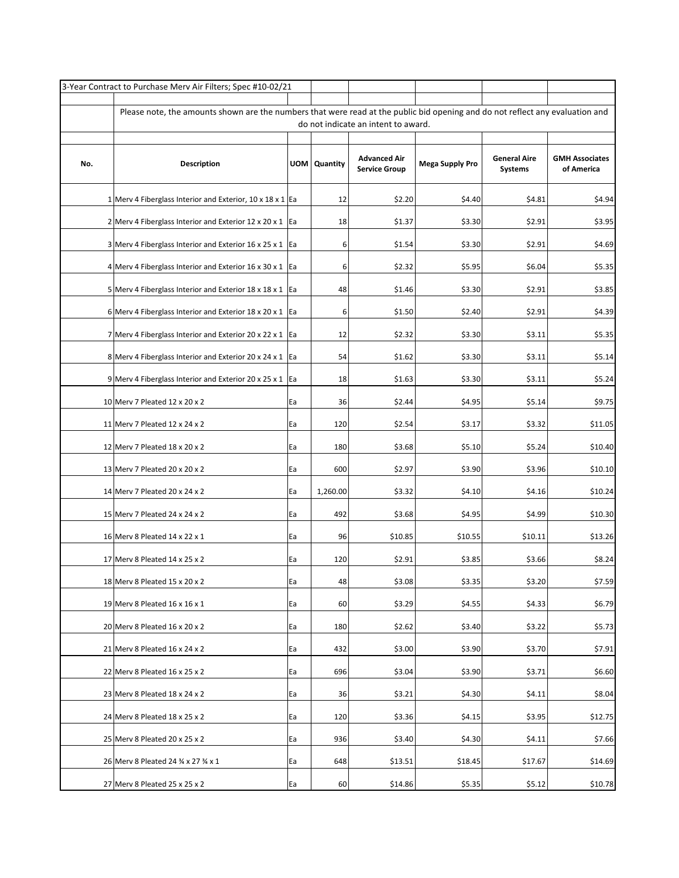3-Year Contract to Purchase Merv Air Filters; Spec #10-02/21

Please note, the amounts shown are the numbers that were read at the public bid opening and do not reflect any evaluation and do not indicate an intent to award.

| No. | Description | UOM | Quantity | Advanced Air Service Group | Mega Supply Pro | General Aire Systems | GMH Associates of America |
|---|---|---|---|---|---|---|---|
| 1 | Merv 4 Fiberglass Interior and Exterior, 10 x 18 x 1 | Ea | 12 | $2.20 | $4.40 | $4.81 | $4.94 |
| 2 | Merv 4 Fiberglass Interior and Exterior 12 x 20 x 1 | Ea | 18 | $1.37 | $3.30 | $2.91 | $3.95 |
| 3 | Merv 4 Fiberglass Interior and Exterior 16 x 25 x 1 | Ea | 6 | $1.54 | $3.30 | $2.91 | $4.69 |
| 4 | Merv 4 Fiberglass Interior and Exterior 16 x 30 x 1 | Ea | 6 | $2.32 | $5.95 | $6.04 | $5.35 |
| 5 | Merv 4 Fiberglass Interior and Exterior 18 x 18 x 1 | Ea | 48 | $1.46 | $3.30 | $2.91 | $3.85 |
| 6 | Merv 4 Fiberglass Interior and Exterior 18 x 20 x 1 | Ea | 6 | $1.50 | $2.40 | $2.91 | $4.39 |
| 7 | Merv 4 Fiberglass Interior and Exterior 20 x 22 x 1 | Ea | 12 | $2.32 | $3.30 | $3.11 | $5.35 |
| 8 | Merv 4 Fiberglass Interior and Exterior 20 x 24 x 1 | Ea | 54 | $1.62 | $3.30 | $3.11 | $5.14 |
| 9 | Merv 4 Fiberglass Interior and Exterior 20 x 25 x 1 | Ea | 18 | $1.63 | $3.30 | $3.11 | $5.24 |
| 10 | Merv 7 Pleated 12 x 20 x 2 | Ea | 36 | $2.44 | $4.95 | $5.14 | $9.75 |
| 11 | Merv 7 Pleated 12 x 24 x 2 | Ea | 120 | $2.54 | $3.17 | $3.32 | $11.05 |
| 12 | Merv 7 Pleated 18 x 20 x 2 | Ea | 180 | $3.68 | $5.10 | $5.24 | $10.40 |
| 13 | Merv 7 Pleated 20 x 20 x 2 | Ea | 600 | $2.97 | $3.90 | $3.96 | $10.10 |
| 14 | Merv 7 Pleated 20 x 24 x 2 | Ea | 1,260.00 | $3.32 | $4.10 | $4.16 | $10.24 |
| 15 | Merv 7 Pleated 24 x 24 x 2 | Ea | 492 | $3.68 | $4.95 | $4.99 | $10.30 |
| 16 | Merv 8 Pleated 14 x 22 x 1 | Ea | 96 | $10.85 | $10.55 | $10.11 | $13.26 |
| 17 | Merv 8 Pleated 14 x 25 x 2 | Ea | 120 | $2.91 | $3.85 | $3.66 | $8.24 |
| 18 | Merv 8 Pleated 15 x 20 x 2 | Ea | 48 | $3.08 | $3.35 | $3.20 | $7.59 |
| 19 | Merv 8 Pleated 16 x 16 x 1 | Ea | 60 | $3.29 | $4.55 | $4.33 | $6.79 |
| 20 | Merv 8 Pleated 16 x 20 x 2 | Ea | 180 | $2.62 | $3.40 | $3.22 | $5.73 |
| 21 | Merv 8 Pleated 16 x 24 x 2 | Ea | 432 | $3.00 | $3.90 | $3.70 | $7.91 |
| 22 | Merv 8 Pleated 16 x 25 x 2 | Ea | 696 | $3.04 | $3.90 | $3.71 | $6.60 |
| 23 | Merv 8 Pleated 18 x 24 x 2 | Ea | 36 | $3.21 | $4.30 | $4.11 | $8.04 |
| 24 | Merv 8 Pleated 18 x 25 x 2 | Ea | 120 | $3.36 | $4.15 | $3.95 | $12.75 |
| 25 | Merv 8 Pleated 20 x 25 x 2 | Ea | 936 | $3.40 | $4.30 | $4.11 | $7.66 |
| 26 | Merv 8 Pleated 24 ¾ x 27 ¾ x 1 | Ea | 648 | $13.51 | $18.45 | $17.67 | $14.69 |
| 27 | Merv 8 Pleated 25 x 25 x 2 | Ea | 60 | $14.86 | $5.35 | $5.12 | $10.78 |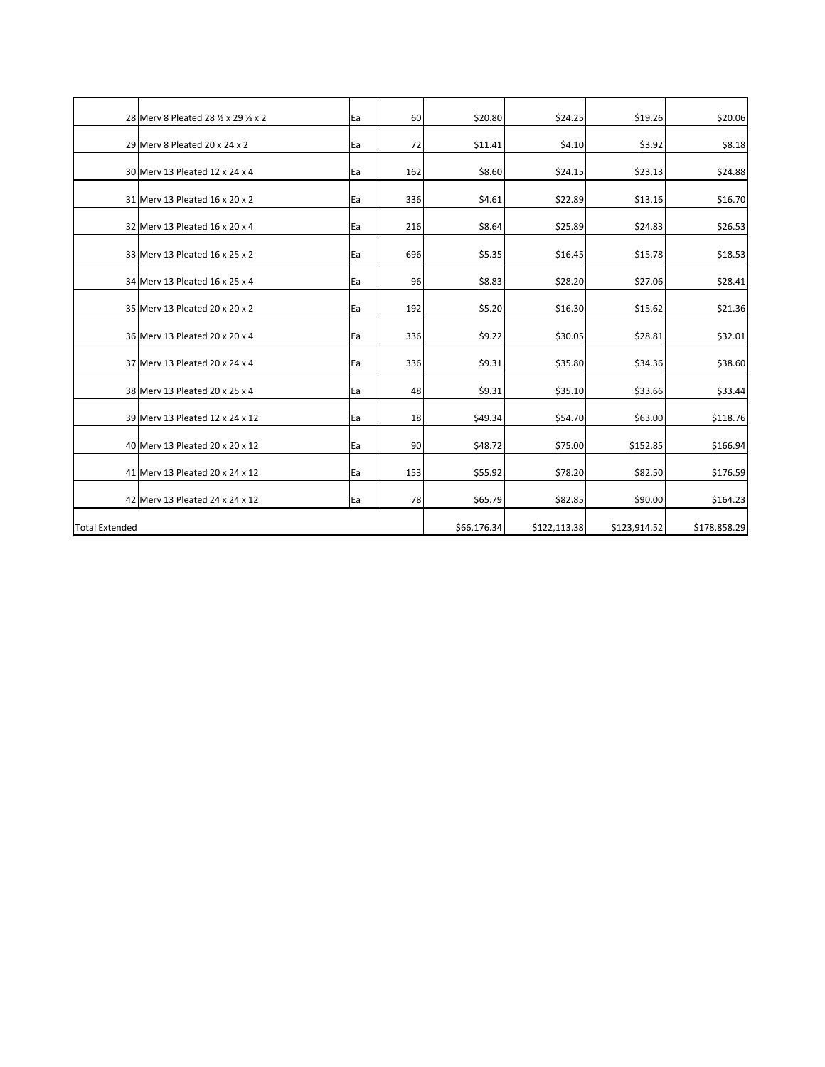| | | | | | | | |
|---|---|---|---|---|---|---|---|
| 28 | Merv 8 Pleated 28 ½ x 29 ½ x 2 | Ea | 60 | $20.80 | $24.25 | $19.26 | $20.06 |
| 29 | Merv 8 Pleated 20 x 24 x 2 | Ea | 72 | $11.41 | $4.10 | $3.92 | $8.18 |
| 30 | Merv 13 Pleated 12 x 24 x 4 | Ea | 162 | $8.60 | $24.15 | $23.13 | $24.88 |
| 31 | Merv 13 Pleated 16 x 20 x 2 | Ea | 336 | $4.61 | $22.89 | $13.16 | $16.70 |
| 32 | Merv 13 Pleated 16 x 20 x 4 | Ea | 216 | $8.64 | $25.89 | $24.83 | $26.53 |
| 33 | Merv 13 Pleated 16 x 25 x 2 | Ea | 696 | $5.35 | $16.45 | $15.78 | $18.53 |
| 34 | Merv 13 Pleated 16 x 25 x 4 | Ea | 96 | $8.83 | $28.20 | $27.06 | $28.41 |
| 35 | Merv 13 Pleated 20 x 20 x 2 | Ea | 192 | $5.20 | $16.30 | $15.62 | $21.36 |
| 36 | Merv 13 Pleated 20 x 20 x 4 | Ea | 336 | $9.22 | $30.05 | $28.81 | $32.01 |
| 37 | Merv 13 Pleated 20 x 24 x 4 | Ea | 336 | $9.31 | $35.80 | $34.36 | $38.60 |
| 38 | Merv 13 Pleated 20 x 25 x 4 | Ea | 48 | $9.31 | $35.10 | $33.66 | $33.44 |
| 39 | Merv 13 Pleated 12 x 24 x 12 | Ea | 18 | $49.34 | $54.70 | $63.00 | $118.76 |
| 40 | Merv 13 Pleated 20 x 20 x 12 | Ea | 90 | $48.72 | $75.00 | $152.85 | $166.94 |
| 41 | Merv 13 Pleated 20 x 24 x 12 | Ea | 153 | $55.92 | $78.20 | $82.50 | $176.59 |
| 42 | Merv 13 Pleated 24 x 24 x 12 | Ea | 78 | $65.79 | $82.85 | $90.00 | $164.23 |
| Total Extended | | | | $66,176.34 | $122,113.38 | $123,914.52 | $178,858.29 |